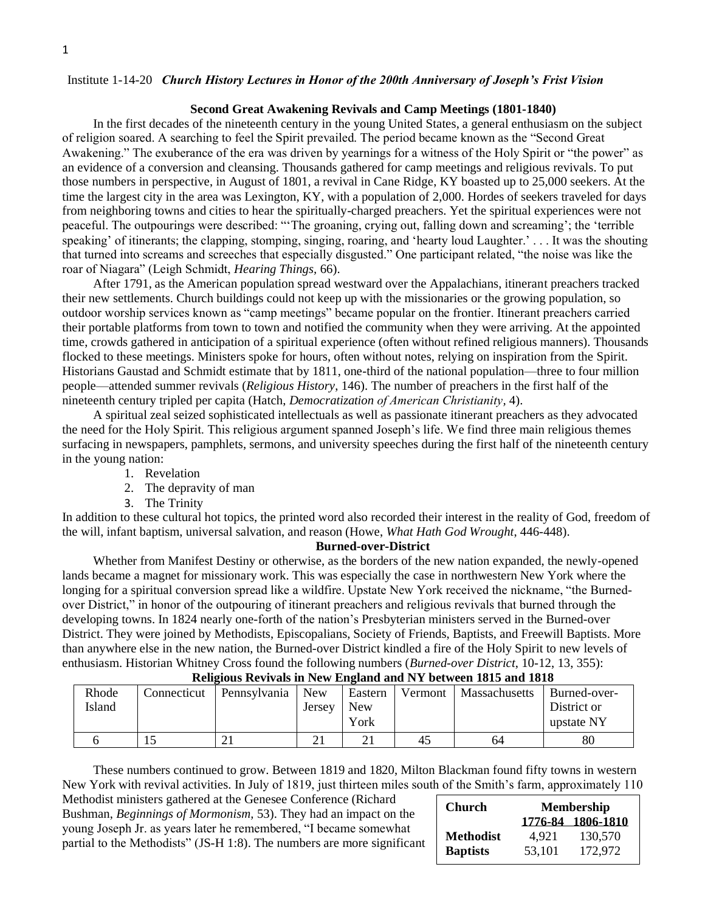Institute 1-14-20 ***Church History Lectures in Honor of the 200th Anniversary of Joseph's Frist Vision***

## Second Great Awakening Revivals and Camp Meetings (1801-1840)

In the first decades of the nineteenth century in the young United States, a general enthusiasm on the subject of religion soared. A searching to feel the Spirit prevailed. The period became known as the "Second Great Awakening." The exuberance of the era was driven by yearnings for a witness of the Holy Spirit or "the power" as an evidence of a conversion and cleansing. Thousands gathered for camp meetings and religious revivals. To put those numbers in perspective, in August of 1801, a revival in Cane Ridge, KY boasted up to 25,000 seekers. At the time the largest city in the area was Lexington, KY, with a population of 2,000. Hordes of seekers traveled for days from neighboring towns and cities to hear the spiritually-charged preachers. Yet the spiritual experiences were not peaceful. The outpourings were described: "'The groaning, crying out, falling down and screaming'; the 'terrible speaking' of itinerants; the clapping, stomping, singing, roaring, and 'hearty loud Laughter.' . . . It was the shouting that turned into screams and screeches that especially disgusted." One participant related, "the noise was like the roar of Niagara" (Leigh Schmidt, *Hearing Things,* 66).

After 1791, as the American population spread westward over the Appalachians, itinerant preachers tracked their new settlements. Church buildings could not keep up with the missionaries or the growing population, so outdoor worship services known as "camp meetings" became popular on the frontier. Itinerant preachers carried their portable platforms from town to town and notified the community when they were arriving. At the appointed time, crowds gathered in anticipation of a spiritual experience (often without refined religious manners). Thousands flocked to these meetings. Ministers spoke for hours, often without notes, relying on inspiration from the Spirit. Historians Gaustad and Schmidt estimate that by 1811, one-third of the national population—three to four million people—attended summer revivals (*Religious History*, 146). The number of preachers in the first half of the nineteenth century tripled per capita (Hatch, *Democratization of American Christianity*, 4).

A spiritual zeal seized sophisticated intellectuals as well as passionate itinerant preachers as they advocated the need for the Holy Spirit. This religious argument spanned Joseph's life. We find three main religious themes surfacing in newspapers, pamphlets, sermons, and university speeches during the first half of the nineteenth century in the young nation:

1. Revelation
2. The depravity of man
3. The Trinity

In addition to these cultural hot topics, the printed word also recorded their interest in the reality of God, freedom of the will, infant baptism, universal salvation, and reason (Howe, *What Hath God Wrought*, 446-448).

## Burned-over-District

Whether from Manifest Destiny or otherwise, as the borders of the new nation expanded, the newly-opened lands became a magnet for missionary work. This was especially the case in northwestern New York where the longing for a spiritual conversion spread like a wildfire. Upstate New York received the nickname, "the Burned-over District," in honor of the outpouring of itinerant preachers and religious revivals that burned through the developing towns. In 1824 nearly one-forth of the nation's Presbyterian ministers served in the Burned-over District. They were joined by Methodists, Episcopalians, Society of Friends, Baptists, and Freewill Baptists. More than anywhere else in the new nation, the Burned-over District kindled a fire of the Holy Spirit to new levels of enthusiasm. Historian Whitney Cross found the following numbers (*Burned-over District*, 10-12, 13, 355):

**Religious Revivals in New England and NY between 1815 and 1818**

| Rhode Island | Connecticut | Pennsylvania | New Jersey | Eastern New York | Vermont | Massachusetts | Burned-over-District or upstate NY |
|---|---|---|---|---|---|---|---|
| 6 | 15 | 21 | 21 | 21 | 45 | 64 | 80 |

These numbers continued to grow. Between 1819 and 1820, Milton Blackman found fifty towns in western New York with revival activities. In July of 1819, just thirteen miles south of the Smith's farm, approximately 110 Methodist ministers gathered at the Genesee Conference (Richard Bushman, *Beginnings of Mormonism,* 53). They had an impact on the young Joseph Jr. as years later he remembered, "I became somewhat partial to the Methodists" (JS-H 1:8). The numbers are more significant

| Church | Membership | |
|---|---|---|
| | 1776-84 | 1806-1810 |
| **Methodist** | 4,921 | 130,570 |
| **Baptists** | 53,101 | 172,972 |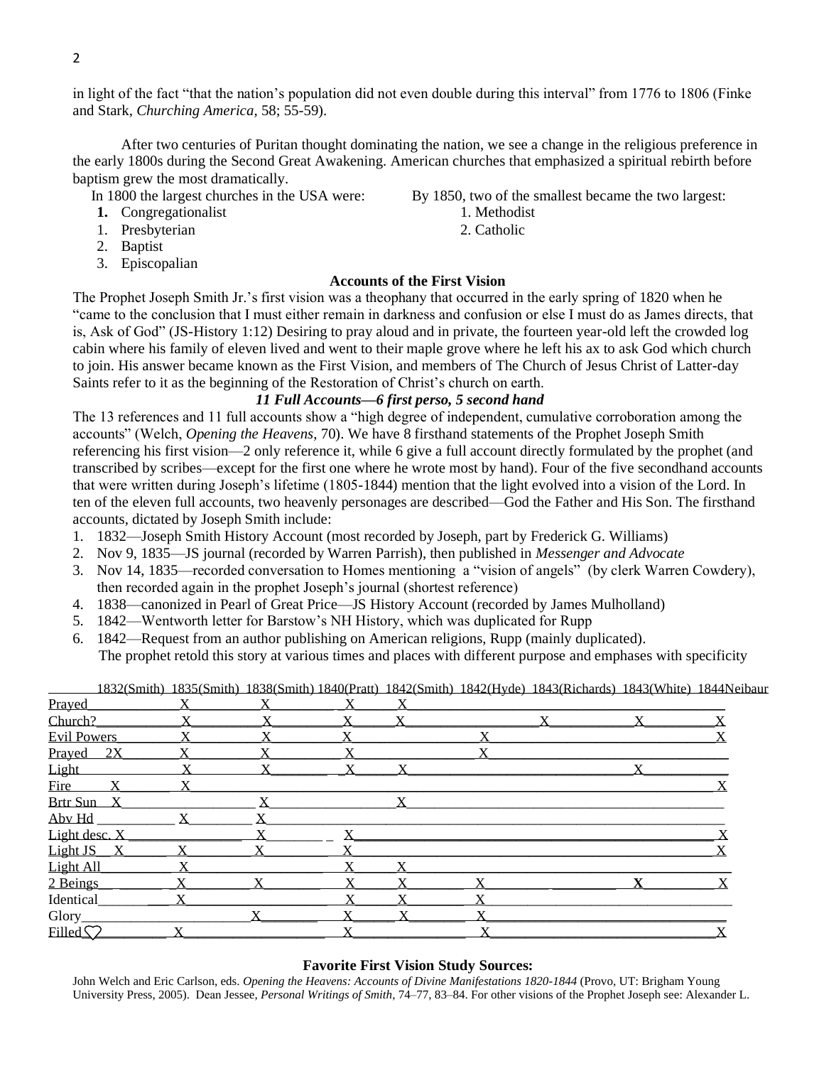in light of the fact "that the nation's population did not even double during this interval" from 1776 to 1806 (Finke and Stark, *Churching America*, 58; 55-59).

After two centuries of Puritan thought dominating the nation, we see a change in the religious preference in the early 1800s during the Second Great Awakening. American churches that emphasized a spiritual rebirth before baptism grew the most dramatically.

In 1800 the largest churches in the USA were:

**1.** Congregationalist
1. Presbyterian
2. Baptist
3. Episcopalian

By 1850, two of the smallest became the two largest:

1. Methodist
2. Catholic

**Accounts of the First Vision**

The Prophet Joseph Smith Jr.'s first vision was a theophany that occurred in the early spring of 1820 when he "came to the conclusion that I must either remain in darkness and confusion or else I must do as James directs, that is, Ask of God" (JS-History 1:12) Desiring to pray aloud and in private, the fourteen year-old left the crowded log cabin where his family of eleven lived and went to their maple grove where he left his ax to ask God which church to join. His answer became known as the First Vision, and members of The Church of Jesus Christ of Latter-day Saints refer to it as the beginning of the Restoration of Christ's church on earth.

***11 Full Accounts—6 first perso, 5 second hand***

The 13 references and 11 full accounts show a "high degree of independent, cumulative corroboration among the accounts" (Welch, *Opening the Heavens*, 70). We have 8 firsthand statements of the Prophet Joseph Smith referencing his first vision—2 only reference it, while 6 give a full account directly formulated by the prophet (and transcribed by scribes—except for the first one where he wrote most by hand). Four of the five secondhand accounts that were written during Joseph's lifetime (1805-1844) mention that the light evolved into a vision of the Lord. In ten of the eleven full accounts, two heavenly personages are described—God the Father and His Son. The firsthand accounts, dictated by Joseph Smith include:

1. 1832—Joseph Smith History Account (most recorded by Joseph, part by Frederick G. Williams)
2. Nov 9, 1835—JS journal (recorded by Warren Parrish), then published in *Messenger and Advocate*
3. Nov 14, 1835—recorded conversation to Homes mentioning a "vision of angels" (by clerk Warren Cowdery), then recorded again in the prophet Joseph's journal (shortest reference)
4. 1838—canonized in Pearl of Great Price—JS History Account (recorded by James Mulholland)
5. 1842—Wentworth letter for Barstow's NH History, which was duplicated for Rupp
6. 1842—Request from an author publishing on American religions, Rupp (mainly duplicated).

The prophet retold this story at various times and places with different purpose and emphases with specificity

| | 1832(Smith) | 1835(Smith) | 1838(Smith) | 1840(Pratt) | 1842(Smith) | 1842(Hyde) | 1843(Richards) | 1843(White) | 1844Neibaur |
|---|---|---|---|---|---|---|---|---|---|
| Prayed | | X | X | X | X | | | | |
| Church? | | X | X | X | X | | X | X | X |
| Evil Powers | | X | X | X | | X | | | X |
| Prayed 2X | | X | X | X | | X | | | |
| Light | | X | X | X | X | | | X | |
| Fire | X | X | | | | | | | X |
| Brtr Sun | X | | X | | X | | | | |
| Abv Hd | | X | X | | | | | | |
| Light desc. | X | | X | X | | | | | X |
| Light JS | X | X | X | X | | | | | X |
| Light All | | X | | X | X | | | | |
| 2 Beings | | X | X | X | X | X | | **X** | X |
| Identical | | X | | X | X | X | | | |
| Glory | | | X | X | X | X | | | |
| Filled ♡ | | X | | X | | X | | | X |

**Favorite First Vision Study Sources:**

John Welch and Eric Carlson, eds. *Opening the Heavens: Accounts of Divine Manifestations 1820-1844* (Provo, UT: Brigham Young University Press, 2005). Dean Jessee, *Personal Writings of Smith*, 74–77, 83–84. For other visions of the Prophet Joseph see: Alexander L.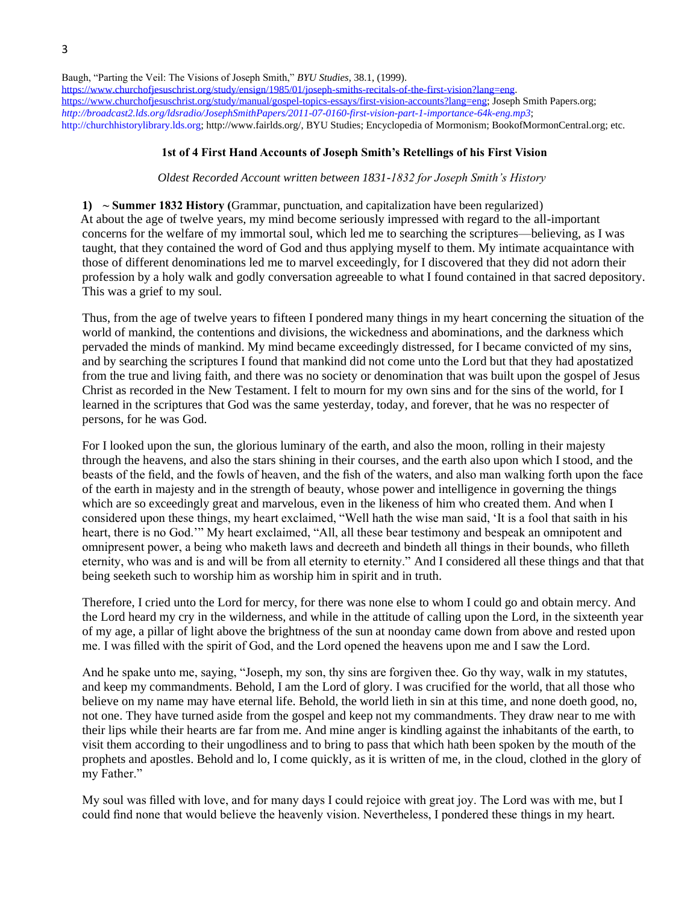Baugh, "Parting the Veil: The Visions of Joseph Smith," *BYU Studies*, 38.1, (1999).
https://www.churchofjesuschrist.org/study/ensign/1985/01/joseph-smiths-recitals-of-the-first-vision?lang=eng.
https://www.churchofjesuschrist.org/study/manual/gospel-topics-essays/first-vision-accounts?lang=eng; Joseph Smith Papers.org; *http://broadcast2.lds.org/ldsradio/JosephSmithPapers/2011-07-0160-first-vision-part-1-importance-64k-eng.mp3*; http://churchhistorylibrary.lds.org; http://www.fairlds.org/, BYU Studies; Encyclopedia of Mormonism; BookofMormonCentral.org; etc.

## 1st of 4 First Hand Accounts of Joseph Smith's Retellings of his First Vision

*Oldest Recorded Account written between 1831-1832 for Joseph Smith's History*

**1) ~ Summer 1832 History** (Grammar, punctuation, and capitalization have been regularized)

At about the age of twelve years, my mind become seriously impressed with regard to the all-important concerns for the welfare of my immortal soul, which led me to searching the scriptures—believing, as I was taught, that they contained the word of God and thus applying myself to them. My intimate acquaintance with those of different denominations led me to marvel exceedingly, for I discovered that they did not adorn their profession by a holy walk and godly conversation agreeable to what I found contained in that sacred depository. This was a grief to my soul.

Thus, from the age of twelve years to fifteen I pondered many things in my heart concerning the situation of the world of mankind, the contentions and divisions, the wickedness and abominations, and the darkness which pervaded the minds of mankind. My mind became exceedingly distressed, for I became convicted of my sins, and by searching the scriptures I found that mankind did not come unto the Lord but that they had apostatized from the true and living faith, and there was no society or denomination that was built upon the gospel of Jesus Christ as recorded in the New Testament. I felt to mourn for my own sins and for the sins of the world, for I learned in the scriptures that God was the same yesterday, today, and forever, that he was no respecter of persons, for he was God.

For I looked upon the sun, the glorious luminary of the earth, and also the moon, rolling in their majesty through the heavens, and also the stars shining in their courses, and the earth also upon which I stood, and the beasts of the field, and the fowls of heaven, and the fish of the waters, and also man walking forth upon the face of the earth in majesty and in the strength of beauty, whose power and intelligence in governing the things which are so exceedingly great and marvelous, even in the likeness of him who created them. And when I considered upon these things, my heart exclaimed, "Well hath the wise man said, 'It is a fool that saith in his heart, there is no God.'" My heart exclaimed, "All, all these bear testimony and bespeak an omnipotent and omnipresent power, a being who maketh laws and decreeth and bindeth all things in their bounds, who filleth eternity, who was and is and will be from all eternity to eternity." And I considered all these things and that that being seeketh such to worship him as worship him in spirit and in truth.

Therefore, I cried unto the Lord for mercy, for there was none else to whom I could go and obtain mercy. And the Lord heard my cry in the wilderness, and while in the attitude of calling upon the Lord, in the sixteenth year of my age, a pillar of light above the brightness of the sun at noonday came down from above and rested upon me. I was filled with the spirit of God, and the Lord opened the heavens upon me and I saw the Lord.

And he spake unto me, saying, "Joseph, my son, thy sins are forgiven thee. Go thy way, walk in my statutes, and keep my commandments. Behold, I am the Lord of glory. I was crucified for the world, that all those who believe on my name may have eternal life. Behold, the world lieth in sin at this time, and none doeth good, no, not one. They have turned aside from the gospel and keep not my commandments. They draw near to me with their lips while their hearts are far from me. And mine anger is kindling against the inhabitants of the earth, to visit them according to their ungodliness and to bring to pass that which hath been spoken by the mouth of the prophets and apostles. Behold and lo, I come quickly, as it is written of me, in the cloud, clothed in the glory of my Father."

My soul was filled with love, and for many days I could rejoice with great joy. The Lord was with me, but I could find none that would believe the heavenly vision. Nevertheless, I pondered these things in my heart.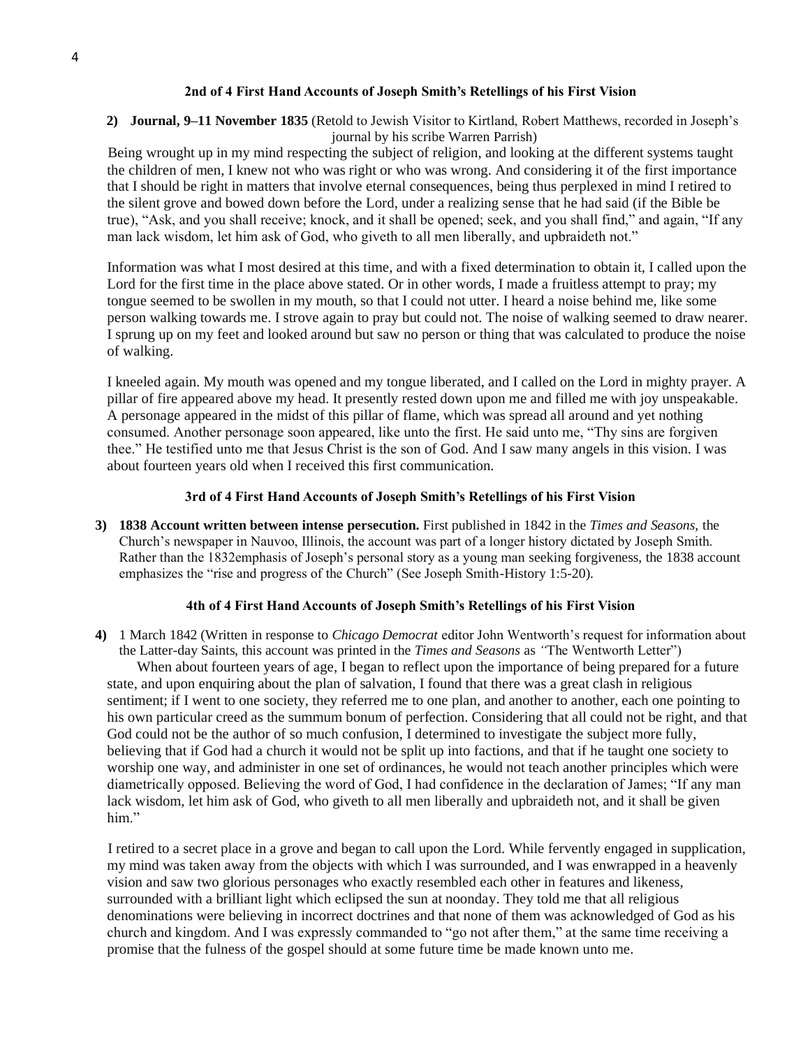### 2nd of 4 First Hand Accounts of Joseph Smith's Retellings of his First Vision

**2) Journal, 9–11 November 1835** (Retold to Jewish Visitor to Kirtland, Robert Matthews, recorded in Joseph's journal by his scribe Warren Parrish)

Being wrought up in my mind respecting the subject of religion, and looking at the different systems taught the children of men, I knew not who was right or who was wrong. And considering it of the first importance that I should be right in matters that involve eternal consequences, being thus perplexed in mind I retired to the silent grove and bowed down before the Lord, under a realizing sense that he had said (if the Bible be true), "Ask, and you shall receive; knock, and it shall be opened; seek, and you shall find," and again, "If any man lack wisdom, let him ask of God, who giveth to all men liberally, and upbraideth not."

Information was what I most desired at this time, and with a fixed determination to obtain it, I called upon the Lord for the first time in the place above stated. Or in other words, I made a fruitless attempt to pray; my tongue seemed to be swollen in my mouth, so that I could not utter. I heard a noise behind me, like some person walking towards me. I strove again to pray but could not. The noise of walking seemed to draw nearer. I sprung up on my feet and looked around but saw no person or thing that was calculated to produce the noise of walking.

I kneeled again. My mouth was opened and my tongue liberated, and I called on the Lord in mighty prayer. A pillar of fire appeared above my head. It presently rested down upon me and filled me with joy unspeakable. A personage appeared in the midst of this pillar of flame, which was spread all around and yet nothing consumed. Another personage soon appeared, like unto the first. He said unto me, "Thy sins are forgiven thee." He testified unto me that Jesus Christ is the son of God. And I saw many angels in this vision. I was about fourteen years old when I received this first communication.

### 3rd of 4 First Hand Accounts of Joseph Smith's Retellings of his First Vision

**3) 1838 Account written between intense persecution.** First published in 1842 in the *Times and Seasons,* the Church's newspaper in Nauvoo, Illinois, the account was part of a longer history dictated by Joseph Smith. Rather than the 1832emphasis of Joseph's personal story as a young man seeking forgiveness, the 1838 account emphasizes the "rise and progress of the Church" (See Joseph Smith-History 1:5-20).

### 4th of 4 First Hand Accounts of Joseph Smith's Retellings of his First Vision

**4)** 1 March 1842 (Written in response to *Chicago Democrat* editor John Wentworth's request for information about the Latter-day Saints, this account was printed in the *Times and Seasons* as *"*The Wentworth Letter")

When about fourteen years of age, I began to reflect upon the importance of being prepared for a future state, and upon enquiring about the plan of salvation, I found that there was a great clash in religious sentiment; if I went to one society, they referred me to one plan, and another to another, each one pointing to his own particular creed as the summum bonum of perfection. Considering that all could not be right, and that God could not be the author of so much confusion, I determined to investigate the subject more fully, believing that if God had a church it would not be split up into factions, and that if he taught one society to worship one way, and administer in one set of ordinances, he would not teach another principles which were diametrically opposed. Believing the word of God, I had confidence in the declaration of James; "If any man lack wisdom, let him ask of God, who giveth to all men liberally and upbraideth not, and it shall be given him."

I retired to a secret place in a grove and began to call upon the Lord. While fervently engaged in supplication, my mind was taken away from the objects with which I was surrounded, and I was enwrapped in a heavenly vision and saw two glorious personages who exactly resembled each other in features and likeness, surrounded with a brilliant light which eclipsed the sun at noonday. They told me that all religious denominations were believing in incorrect doctrines and that none of them was acknowledged of God as his church and kingdom. And I was expressly commanded to "go not after them," at the same time receiving a promise that the fulness of the gospel should at some future time be made known unto me.